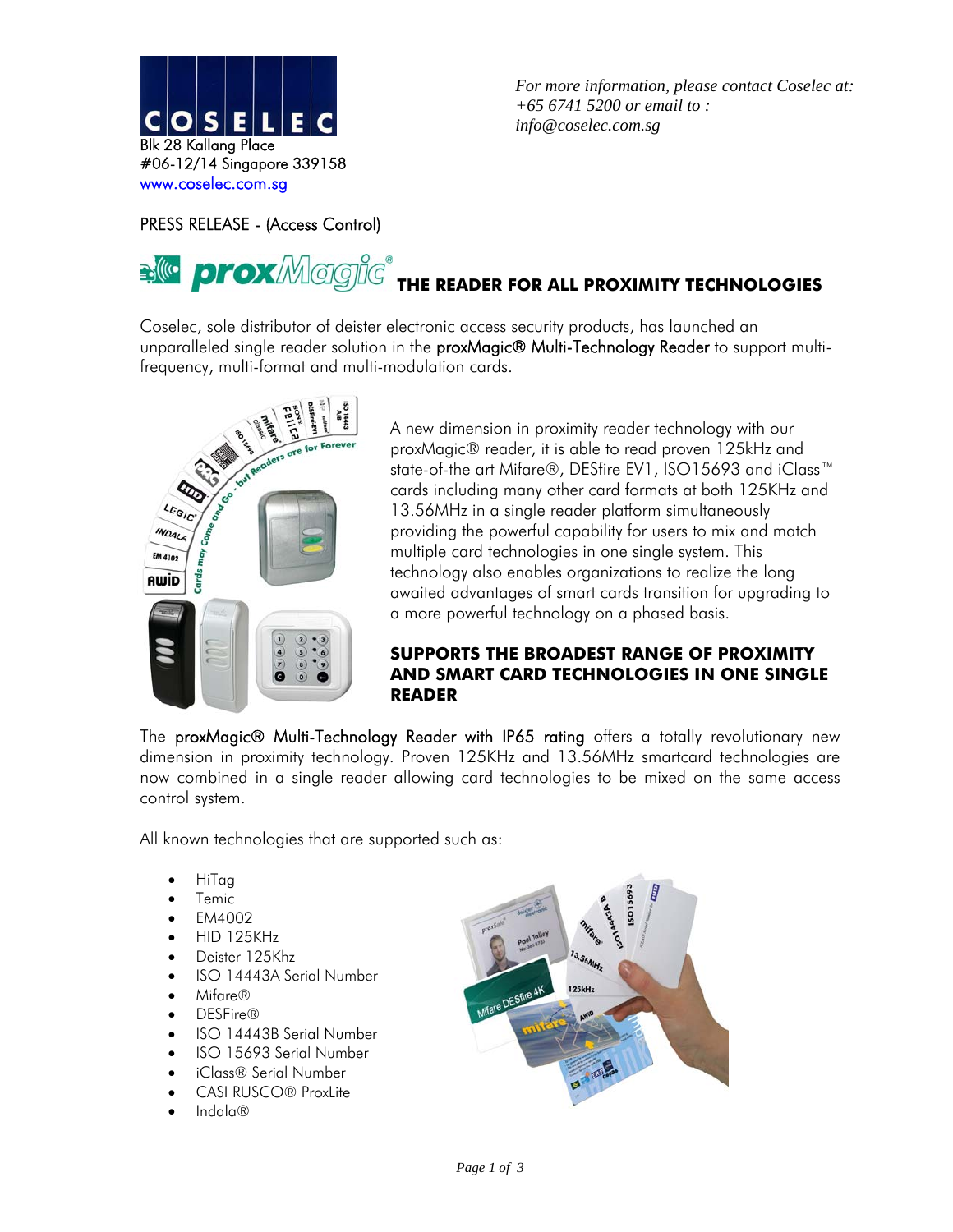Blk 28 Kallang Place
#06-12/14 Singapore 339158
www.coselec.com.sg

*For more information, please contact Coselec at:*
*+65 6741 5200 or email to :*
*info@coselec.com.sg*

PRESS RELEASE - (Access Control)

# proxMagic® THE READER FOR ALL PROXIMITY TECHNOLOGIES

Coselec, sole distributor of deister electronic access security products, has launched an unparalleled single reader solution in the proxMagic® Multi-Technology Reader to support multi-frequency, multi-format and multi-modulation cards.

A new dimension in proximity reader technology with our proxMagic® reader, it is able to read proven 125kHz and state-of-the art Mifare®, DESfire EV1, ISO15693 and iClass™ cards including many other card formats at both 125KHz and 13.56MHz in a single reader platform simultaneously providing the powerful capability for users to mix and match multiple card technologies in one single system. This technology also enables organizations to realize the long awaited advantages of smart cards transition for upgrading to a more powerful technology on a phased basis.

## SUPPORTS THE BROADEST RANGE OF PROXIMITY AND SMART CARD TECHNOLOGIES IN ONE SINGLE READER

The proxMagic® Multi-Technology Reader with IP65 rating offers a totally revolutionary new dimension in proximity technology. Proven 125KHz and 13.56MHz smartcard technologies are now combined in a single reader allowing card technologies to be mixed on the same access control system.

All known technologies that are supported such as:

- HiTag
- Temic
- EM4002
- HID 125KHz
- Deister 125Khz
- ISO 14443A Serial Number
- Mifare®
- DESFire®
- ISO 14443B Serial Number
- ISO 15693 Serial Number
- iClass® Serial Number
- CASI RUSCO® ProxLite
- Indala®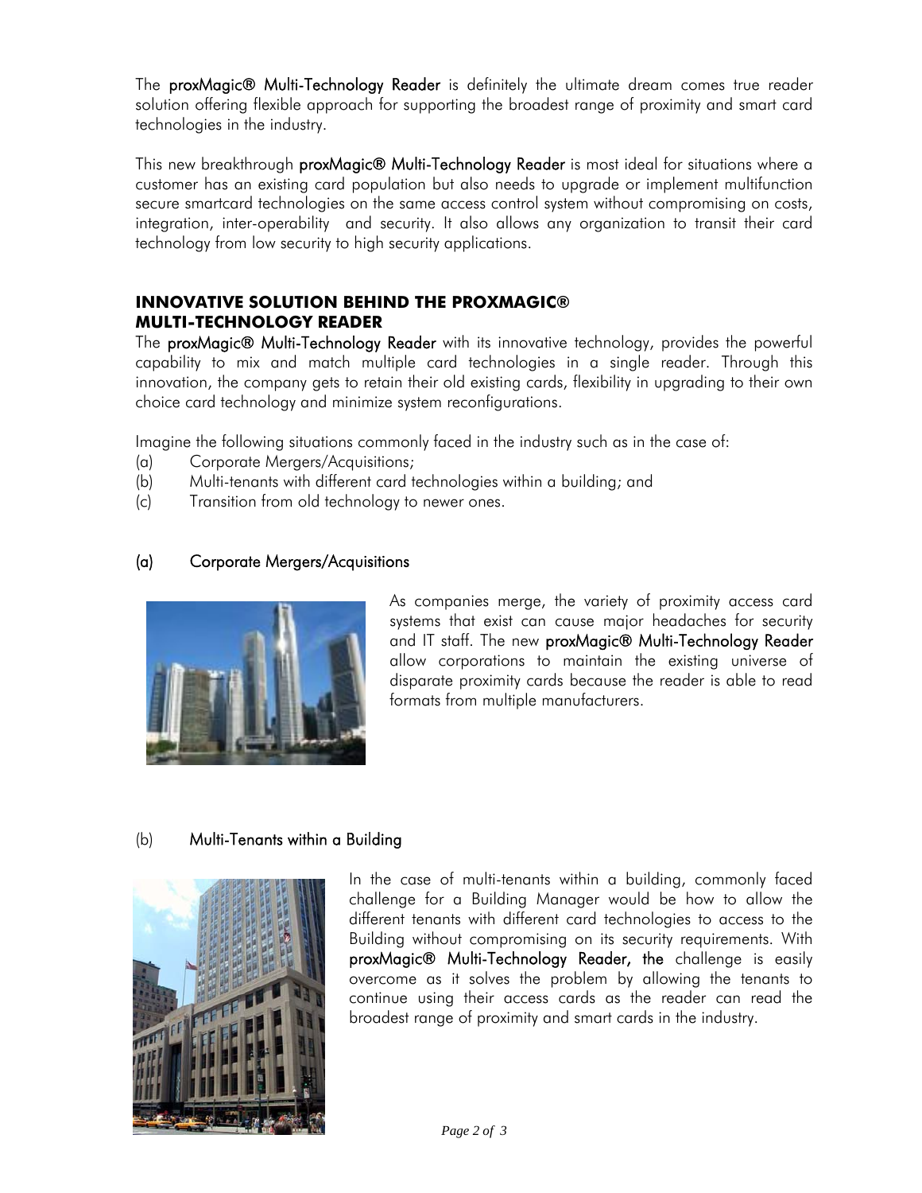The **proxMagic® Multi-Technology Reader** is definitely the ultimate dream comes true reader solution offering flexible approach for supporting the broadest range of proximity and smart card technologies in the industry.

This new breakthrough **proxMagic® Multi-Technology Reader** is most ideal for situations where a customer has an existing card population but also needs to upgrade or implement multifunction secure smartcard technologies on the same access control system without compromising on costs, integration, inter-operability and security. It also allows any organization to transit their card technology from low security to high security applications.

## INNOVATIVE SOLUTION BEHIND THE PROXMAGIC® MULTI-TECHNOLOGY READER

The **proxMagic® Multi-Technology Reader** with its innovative technology, provides the powerful capability to mix and match multiple card technologies in a single reader. Through this innovation, the company gets to retain their old existing cards, flexibility in upgrading to their own choice card technology and minimize system reconfigurations.

Imagine the following situations commonly faced in the industry such as in the case of:

(a) Corporate Mergers/Acquisitions;
(b) Multi-tenants with different card technologies within a building; and
(c) Transition from old technology to newer ones.

### (a) Corporate Mergers/Acquisitions

As companies merge, the variety of proximity access card systems that exist can cause major headaches for security and IT staff. The new **proxMagic® Multi-Technology Reader** allow corporations to maintain the existing universe of disparate proximity cards because the reader is able to read formats from multiple manufacturers.

### (b) Multi-Tenants within a Building

In the case of multi-tenants within a building, commonly faced challenge for a Building Manager would be how to allow the different tenants with different card technologies to access to the Building without compromising on its security requirements. With **proxMagic® Multi-Technology Reader, the** challenge is easily overcome as it solves the problem by allowing the tenants to continue using their access cards as the reader can read the broadest range of proximity and smart cards in the industry.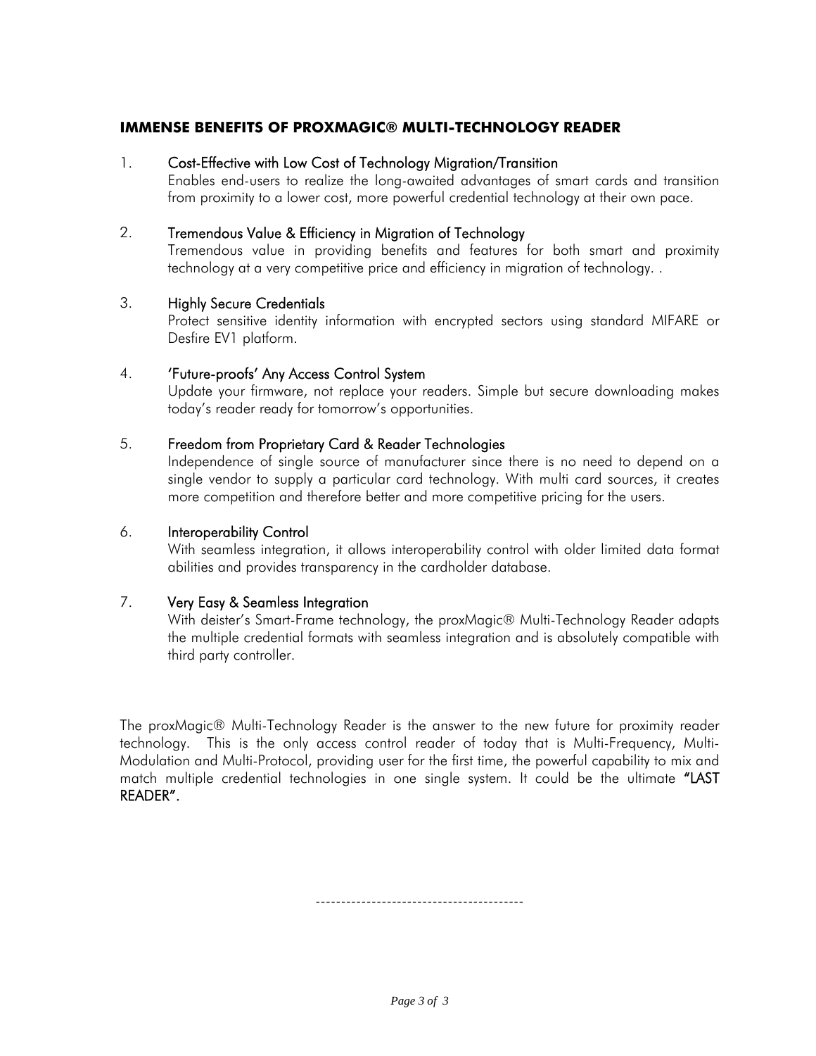## IMMENSE BENEFITS OF PROXMAGIC® MULTI-TECHNOLOGY READER

1. **Cost-Effective with Low Cost of Technology Migration/Transition**
   Enables end-users to realize the long-awaited advantages of smart cards and transition from proximity to a lower cost, more powerful credential technology at their own pace.

2. **Tremendous Value & Efficiency in Migration of Technology**
   Tremendous value in providing benefits and features for both smart and proximity technology at a very competitive price and efficiency in migration of technology. .

3. **Highly Secure Credentials**
   Protect sensitive identity information with encrypted sectors using standard MIFARE or Desfire EV1 platform.

4. **'Future-proofs' Any Access Control System**
   Update your firmware, not replace your readers. Simple but secure downloading makes today's reader ready for tomorrow's opportunities.

5. **Freedom from Proprietary Card & Reader Technologies**
   Independence of single source of manufacturer since there is no need to depend on a single vendor to supply a particular card technology. With multi card sources, it creates more competition and therefore better and more competitive pricing for the users.

6. **Interoperability Control**
   With seamless integration, it allows interoperability control with older limited data format abilities and provides transparency in the cardholder database.

7. **Very Easy & Seamless Integration**
   With deister's Smart-Frame technology, the proxMagic® Multi-Technology Reader adapts the multiple credential formats with seamless integration and is absolutely compatible with third party controller.

The proxMagic® Multi-Technology Reader is the answer to the new future for proximity reader technology. This is the only access control reader of today that is Multi-Frequency, Multi-Modulation and Multi-Protocol, providing user for the first time, the powerful capability to mix and match multiple credential technologies in one single system. It could be the ultimate **"LAST READER".**

----------------------------------------